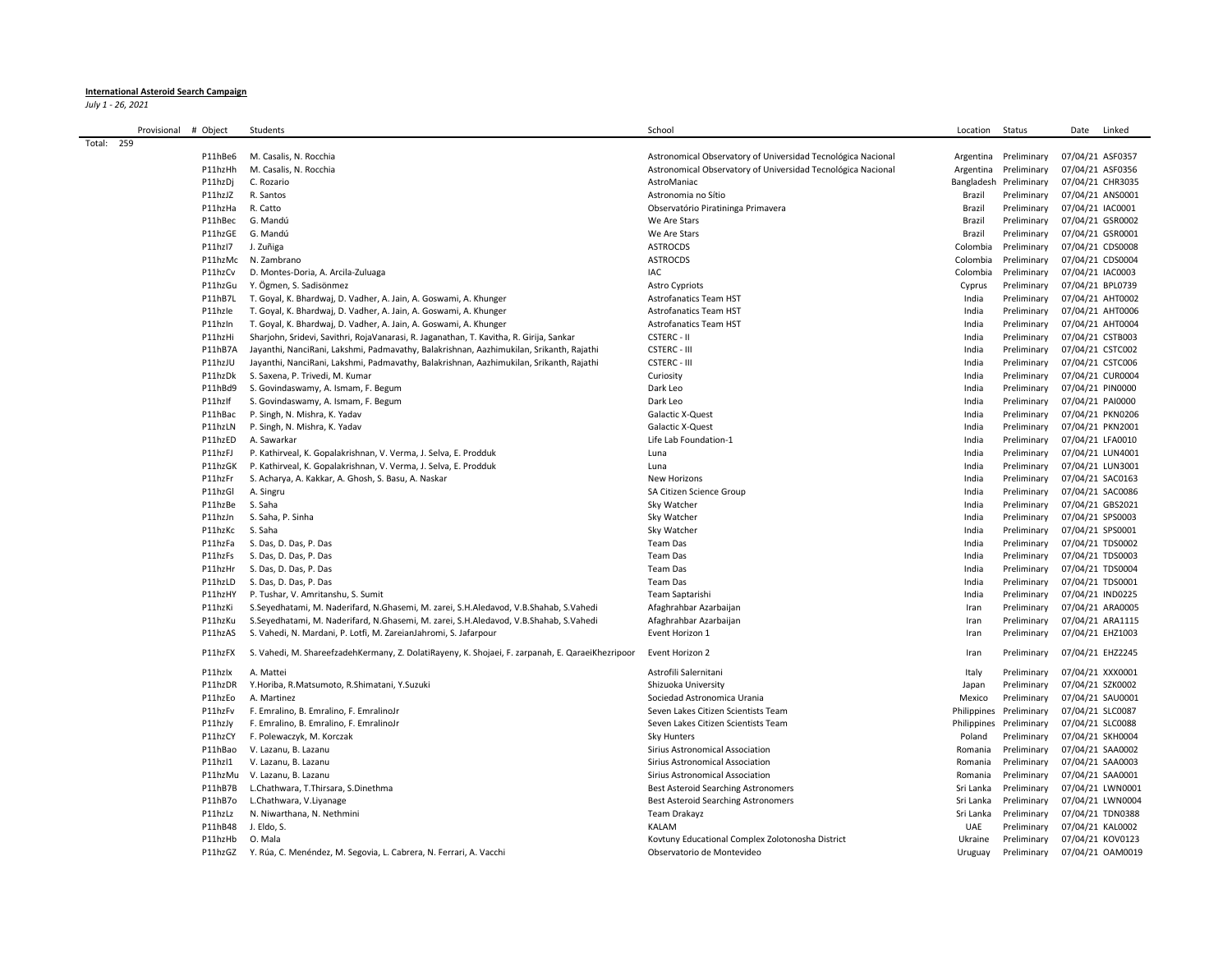**International Asteroid Search Campaign**

*July 1 - 26, 2021*

| Provisional | # Object | Students | School | Location | Status | Date | Linked |
|---|---|---|---|---|---|---|---|
| Total: 259 | | | | | | | |
| | P11hBe6 | M. Casalis, N. Rocchia | Astronomical Observatory of Universidad Tecnológica Nacional | Argentina | Preliminary | 07/04/21 | ASF0357 |
| | P11hzHh | M. Casalis, N. Rocchia | Astronomical Observatory of Universidad Tecnológica Nacional | Argentina | Preliminary | 07/04/21 | ASF0356 |
| | P11hzDj | C. Rozario | AstroManiac | Bangladesh | Preliminary | 07/04/21 | CHR3035 |
| | P11hzJZ | R. Santos | Astronomia no Sítio | Brazil | Preliminary | 07/04/21 | ANS0001 |
| | P11hzHa | R. Catto | Observatório Piratininga Primavera | Brazil | Preliminary | 07/04/21 | IAC0001 |
| | P11hBec | G. Mandú | We Are Stars | Brazil | Preliminary | 07/04/21 | GSR0002 |
| | P11hzGE | G. Mandú | We Are Stars | Brazil | Preliminary | 07/04/21 | GSR0001 |
| | P11hzI7 | J. Zuñiga | ASTROCDS | Colombia | Preliminary | 07/04/21 | CDS0008 |
| | P11hzMc | N. Zambrano | ASTROCDS | Colombia | Preliminary | 07/04/21 | CDS0004 |
| | P11hzCv | D. Montes-Doria, A. Arcila-Zuluaga | IAC | Colombia | Preliminary | 07/04/21 | IAC0003 |
| | P11hzGu | Y. Ögmen, S. Sadisönmez | Astro Cypriots | Cyprus | Preliminary | 07/04/21 | BPL0739 |
| | P11hB7L | T. Goyal, K. Bhardwaj, D. Vadher, A. Jain, A. Goswami, A. Khunger | Astrofanatics Team HST | India | Preliminary | 07/04/21 | AHT0002 |
| | P11hzIe | T. Goyal, K. Bhardwaj, D. Vadher, A. Jain, A. Goswami, A. Khunger | Astrofanatics Team HST | India | Preliminary | 07/04/21 | AHT0006 |
| | P11hzIn | T. Goyal, K. Bhardwaj, D. Vadher, A. Jain, A. Goswami, A. Khunger | Astrofanatics Team HST | India | Preliminary | 07/04/21 | AHT0004 |
| | P11hzHi | Sharjohn, Sridevi, Savithri, RojaVanarasi, R. Jaganathan, T. Kavitha, R. Girija, Sankar | CSTERC - II | India | Preliminary | 07/04/21 | CSTB003 |
| | P11hB7A | Jayanthi, NanciRani, Lakshmi, Padmavathy, Balakrishnan, Aazhimukilan, Srikanth, Rajathi | CSTERC - III | India | Preliminary | 07/04/21 | CSTC002 |
| | P11hzJU | Jayanthi, NanciRani, Lakshmi, Padmavathy, Balakrishnan, Aazhimukilan, Srikanth, Rajathi | CSTERC - III | India | Preliminary | 07/04/21 | CSTC006 |
| | P11hzDk | S. Saxena, P. Trivedi, M. Kumar | Curiosity | India | Preliminary | 07/04/21 | CUR0004 |
| | P11hBd9 | S. Govindaswamy, A. Ismam, F. Begum | Dark Leo | India | Preliminary | 07/04/21 | PIN0000 |
| | P11hzIf | S. Govindaswamy, A. Ismam, F. Begum | Dark Leo | India | Preliminary | 07/04/21 | PAI0000 |
| | P11hBac | P. Singh, N. Mishra, K. Yadav | Galactic X-Quest | India | Preliminary | 07/04/21 | PKN0206 |
| | P11hzLN | P. Singh, N. Mishra, K. Yadav | Galactic X-Quest | India | Preliminary | 07/04/21 | PKN2001 |
| | P11hzED | A. Sawarkar | Life Lab Foundation-1 | India | Preliminary | 07/04/21 | LFA0010 |
| | P11hzFJ | P. Kathirveal, K. Gopalakrishnan, V. Verma, J. Selva, E. Prodduk | Luna | India | Preliminary | 07/04/21 | LUN4001 |
| | P11hzGK | P. Kathirveal, K. Gopalakrishnan, V. Verma, J. Selva, E. Prodduk | Luna | India | Preliminary | 07/04/21 | LUN3001 |
| | P11hzFr | S. Acharya, A. Kakkar, A. Ghosh, S. Basu, A. Naskar | New Horizons | India | Preliminary | 07/04/21 | SAC0163 |
| | P11hzGl | A. Singru | SA Citizen Science Group | India | Preliminary | 07/04/21 | SAC0086 |
| | P11hzBe | S. Saha | Sky Watcher | India | Preliminary | 07/04/21 | GBS2021 |
| | P11hzJn | S. Saha, P. Sinha | Sky Watcher | India | Preliminary | 07/04/21 | SPS0003 |
| | P11hzKc | S. Saha | Sky Watcher | India | Preliminary | 07/04/21 | SPS0001 |
| | P11hzFa | S. Das, D. Das, P. Das | Team Das | India | Preliminary | 07/04/21 | TDS0002 |
| | P11hzFs | S. Das, D. Das, P. Das | Team Das | India | Preliminary | 07/04/21 | TDS0003 |
| | P11hzHr | S. Das, D. Das, P. Das | Team Das | India | Preliminary | 07/04/21 | TDS0004 |
| | P11hzLD | S. Das, D. Das, P. Das | Team Das | India | Preliminary | 07/04/21 | TDS0001 |
| | P11hzHY | P. Tushar, V. Amritanshu, S. Sumit | Team Saptarishi | India | Preliminary | 07/04/21 | IND0225 |
| | P11hzKi | S.Seyedhatami, M. Naderifard, N.Ghasemi, M. zarei, S.H.Aledavod, V.B.Shahab, S.Vahedi | Afaghrahbar Azarbaijan | Iran | Preliminary | 07/04/21 | ARA0005 |
| | P11hzKu | S.Seyedhatami, M. Naderifard, N.Ghasemi, M. zarei, S.H.Aledavod, V.B.Shahab, S.Vahedi | Afaghrahbar Azarbaijan | Iran | Preliminary | 07/04/21 | ARA1115 |
| | P11hzAS | S. Vahedi, N. Mardani, P. Lotfi, M. ZareianJahromi, S. Jafarpour | Event Horizon 1 | Iran | Preliminary | 07/04/21 | EHZ1003 |
| | P11hzFX | S. Vahedi, M. ShareefzadehKermany, Z. DolatiRayeny, K. Shojaei, F. zarpanah, E. QaraeiKhezripoor | Event Horizon 2 | Iran | Preliminary | 07/04/21 | EHZ2245 |
| | P11hzIx | A. Mattei | Astrofili Salernitani | Italy | Preliminary | 07/04/21 | XXX0001 |
| | P11hzDR | Y.Horiba, R.Matsumoto, R.Shimatani, Y.Suzuki | Shizuoka University | Japan | Preliminary | 07/04/21 | SZK0002 |
| | P11hzEo | A. Martinez | Sociedad Astronomica Urania | Mexico | Preliminary | 07/04/21 | SAU0001 |
| | P11hzFv | F. Emralino, B. Emralino, F. EmralinoJr | Seven Lakes Citizen Scientists Team | Philippines | Preliminary | 07/04/21 | SLC0087 |
| | P11hzJy | F. Emralino, B. Emralino, F. EmralinoJr | Seven Lakes Citizen Scientists Team | Philippines | Preliminary | 07/04/21 | SLC0088 |
| | P11hzCY | F. Polewaczyk, M. Korczak | Sky Hunters | Poland | Preliminary | 07/04/21 | SKH0004 |
| | P11hBao | V. Lazanu, B. Lazanu | Sirius Astronomical Association | Romania | Preliminary | 07/04/21 | SAA0002 |
| | P11hzI1 | V. Lazanu, B. Lazanu | Sirius Astronomical Association | Romania | Preliminary | 07/04/21 | SAA0003 |
| | P11hzMu | V. Lazanu, B. Lazanu | Sirius Astronomical Association | Romania | Preliminary | 07/04/21 | SAA0001 |
| | P11hB7B | L.Chathwara, T.Thirsara, S.Dinethma | Best Asteroid Searching Astronomers | Sri Lanka | Preliminary | 07/04/21 | LWN0001 |
| | P11hB7o | L.Chathwara, V.Liyanage | Best Asteroid Searching Astronomers | Sri Lanka | Preliminary | 07/04/21 | LWN0004 |
| | P11hzLz | N. Niwarthana, N. Nethmini | Team Drakayz | Sri Lanka | Preliminary | 07/04/21 | TDN0388 |
| | P11hB48 | J. Eldo, S. | KALAM | UAE | Preliminary | 07/04/21 | KAL0002 |
| | P11hzHb | O. Mala | Kovtuny Educational Complex Zolotonosha District | Ukraine | Preliminary | 07/04/21 | KOV0123 |
| | P11hzGZ | Y. Rúa, C. Menéndez, M. Segovia, L. Cabrera, N. Ferrari, A. Vacchi | Observatorio de Montevideo | Uruguay | Preliminary | 07/04/21 | OAM0019 |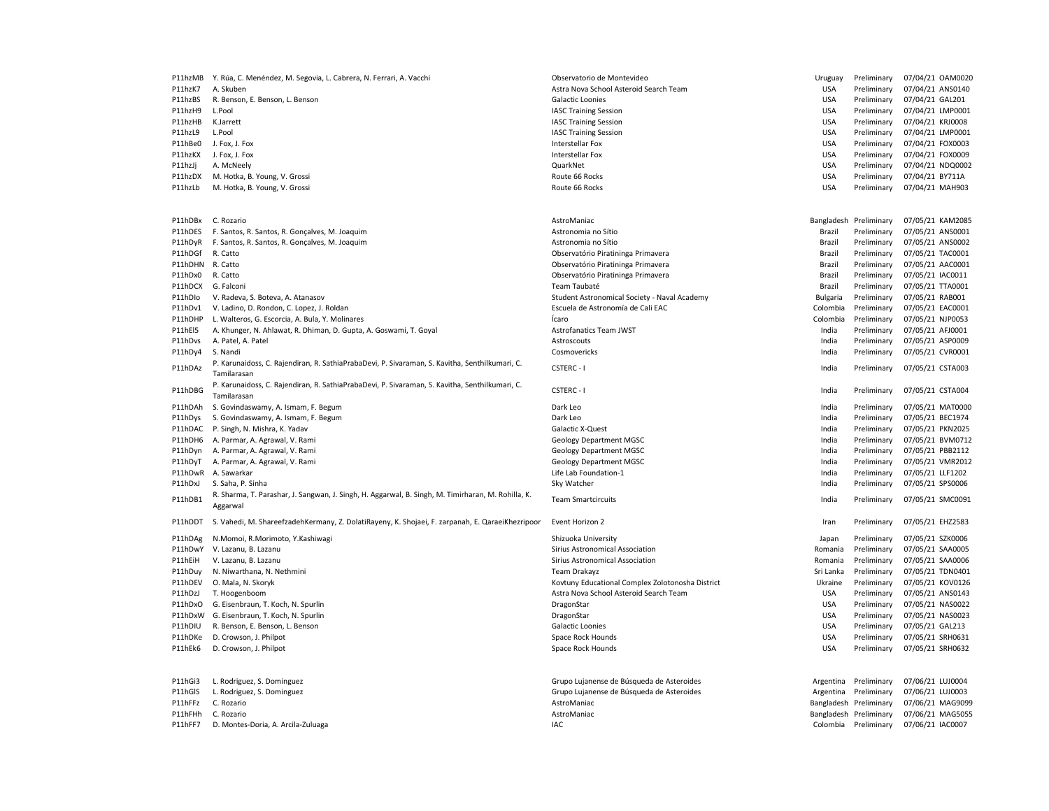| | | | | | | |
|---|---|---|---|---|---|---|
| P11hzMB | Y. Rúa, C. Menéndez, M. Segovia, L. Cabrera, N. Ferrari, A. Vacchi | Observatorio de Montevideo | Uruguay | Preliminary | 07/04/21 | OAM0020 |
| P11hzK7 | A. Skuben | Astra Nova School Asteroid Search Team | USA | Preliminary | 07/04/21 | ANS0140 |
| P11hzBS | R. Benson, E. Benson, L. Benson | Galactic Loonies | USA | Preliminary | 07/04/21 | GAL201 |
| P11hzH9 | L.Pool | IASC Training Session | USA | Preliminary | 07/04/21 | LMP0001 |
| P11hzHB | K.Jarrett | IASC Training Session | USA | Preliminary | 07/04/21 | KRJ0008 |
| P11hzL9 | L.Pool | IASC Training Session | USA | Preliminary | 07/04/21 | LMP0001 |
| P11hBe0 | J. Fox, J. Fox | Interstellar Fox | USA | Preliminary | 07/04/21 | FOX0003 |
| P11hzKX | J. Fox, J. Fox | Interstellar Fox | USA | Preliminary | 07/04/21 | FOX0009 |
| P11hzJj | A. McNeely | QuarkNet | USA | Preliminary | 07/04/21 | NDQ0002 |
| P11hzDX | M. Hotka, B. Young, V. Grossi | Route 66 Rocks | USA | Preliminary | 07/04/21 | BY711A |
| P11hzLb | M. Hotka, B. Young, V. Grossi | Route 66 Rocks | USA | Preliminary | 07/04/21 | MAH903 |
| | | | | | | |
| P11hDBx | C. Rozario | AstroManiac | Bangladesh | Preliminary | 07/05/21 | KAM2085 |
| P11hDES | F. Santos, R. Santos, R. Gonçalves, M. Joaquim | Astronomia no Sítio | Brazil | Preliminary | 07/05/21 | ANS0001 |
| P11hDyR | F. Santos, R. Santos, R. Gonçalves, M. Joaquim | Astronomia no Sítio | Brazil | Preliminary | 07/05/21 | ANS0002 |
| P11hDGf | R. Catto | Observatório Piratininga Primavera | Brazil | Preliminary | 07/05/21 | TAC0001 |
| P11hDHN | R. Catto | Observatório Piratininga Primavera | Brazil | Preliminary | 07/05/21 | AAC0001 |
| P11hDx0 | R. Catto | Observatório Piratininga Primavera | Brazil | Preliminary | 07/05/21 | IAC0011 |
| P11hDCX | G. Falconi | Team Taubaté | Brazil | Preliminary | 07/05/21 | TTA0001 |
| P11hDIo | V. Radeva, S. Boteva, A. Atanasov | Student Astronomical Society - Naval Academy | Bulgaria | Preliminary | 07/05/21 | RAB001 |
| P11hDv1 | V. Ladino, D. Rondon, C. Lopez, J. Roldan | Escuela de Astronomía de Cali EAC | Colombia | Preliminary | 07/05/21 | EAC0001 |
| P11hDHP | L. Walteros, G. Escorcia, A. Bula, Y. Molinares | Ícaro | Colombia | Preliminary | 07/05/21 | NJP0053 |
| P11hEl5 | A. Khunger, N. Ahlawat, R. Dhiman, D. Gupta, A. Goswami, T. Goyal | Astrofanatics Team JWST | India | Preliminary | 07/05/21 | AFJ0001 |
| P11hDvs | A. Patel, A. Patel | Astroscouts | India | Preliminary | 07/05/21 | ASP0009 |
| P11hDy4 | S. Nandi | Cosmovericks | India | Preliminary | 07/05/21 | CVR0001 |
| P11hDAz | P. Karunaidoss, C. Rajendiran, R. SathiaPrabaDevi, P. Sivaraman, S. Kavitha, Senthilkumari, C. Tamilarasan | CSTERC - I | India | Preliminary | 07/05/21 | CSTA003 |
| P11hDBG | P. Karunaidoss, C. Rajendiran, R. SathiaPrabaDevi, P. Sivaraman, S. Kavitha, Senthilkumari, C. Tamilarasan | CSTERC - I | India | Preliminary | 07/05/21 | CSTA004 |
| P11hDAh | S. Govindaswamy, A. Ismam, F. Begum | Dark Leo | India | Preliminary | 07/05/21 | MAT0000 |
| P11hDys | S. Govindaswamy, A. Ismam, F. Begum | Dark Leo | India | Preliminary | 07/05/21 | BEC1974 |
| P11hDAC | P. Singh, N. Mishra, K. Yadav | Galactic X-Quest | India | Preliminary | 07/05/21 | PKN2025 |
| P11hDH6 | A. Parmar, A. Agrawal, V. Rami | Geology Department MGSC | India | Preliminary | 07/05/21 | BVM0712 |
| P11hDyn | A. Parmar, A. Agrawal, V. Rami | Geology Department MGSC | India | Preliminary | 07/05/21 | PBB2112 |
| P11hDyT | A. Parmar, A. Agrawal, V. Rami | Geology Department MGSC | India | Preliminary | 07/05/21 | VMR2012 |
| P11hDwR | A. Sawarkar | Life Lab Foundation-1 | India | Preliminary | 07/05/21 | LLF1202 |
| P11hDxJ | S. Saha, P. Sinha | Sky Watcher | India | Preliminary | 07/05/21 | SPS0006 |
| P11hDB1 | R. Sharma, T. Parashar, J. Sangwan, J. Singh, H. Aggarwal, B. Singh, M. Timirharan, M. Rohilla, K. Aggarwal | Team Smartcircuits | India | Preliminary | 07/05/21 | SMC0091 |
| P11hDDT | S. Vahedi, M. ShareefzadehKermany, Z. DolatiRayeny, K. Shojaei, F. zarpanah, E. QaraeiKhezripoor | Event Horizon 2 | Iran | Preliminary | 07/05/21 | EHZ2583 |
| P11hDAg | N.Momoi, R.Morimoto, Y.Kashiwagi | Shizuoka University | Japan | Preliminary | 07/05/21 | SZK0006 |
| P11hDwY | V. Lazanu, B. Lazanu | Sirius Astronomical Association | Romania | Preliminary | 07/05/21 | SAA0005 |
| P11hEiH | V. Lazanu, B. Lazanu | Sirius Astronomical Association | Romania | Preliminary | 07/05/21 | SAA0006 |
| P11hDuy | N. Niwarthana, N. Nethmini | Team Drakayz | Sri Lanka | Preliminary | 07/05/21 | TDN0401 |
| P11hDEV | O. Mala, N. Skoryk | Kovtuny Educational Complex Zolotonosha District | Ukraine | Preliminary | 07/05/21 | KOV0126 |
| P11hDzJ | T. Hoogenboom | Astra Nova School Asteroid Search Team | USA | Preliminary | 07/05/21 | ANS0143 |
| P11hDxO | G. Eisenbraun, T. Koch, N. Spurlin | DragonStar | USA | Preliminary | 07/05/21 | NAS0022 |
| P11hDxW | G. Eisenbraun, T. Koch, N. Spurlin | DragonStar | USA | Preliminary | 07/05/21 | NAS0023 |
| P11hDIU | R. Benson, E. Benson, L. Benson | Galactic Loonies | USA | Preliminary | 07/05/21 | GAL213 |
| P11hDKe | D. Crowson, J. Philpot | Space Rock Hounds | USA | Preliminary | 07/05/21 | SRH0631 |
| P11hEk6 | D. Crowson, J. Philpot | Space Rock Hounds | USA | Preliminary | 07/05/21 | SRH0632 |
| | | | | | | |
| P11hGi3 | L. Rodriguez, S. Dominguez | Grupo Lujanense de Búsqueda de Asteroides | Argentina | Preliminary | 07/06/21 | LUJ0004 |
| P11hGlS | L. Rodriguez, S. Dominguez | Grupo Lujanense de Búsqueda de Asteroides | Argentina | Preliminary | 07/06/21 | LUJ0003 |
| P11hFFz | C. Rozario | AstroManiac | Bangladesh | Preliminary | 07/06/21 | MAG9099 |
| P11hFHh | C. Rozario | AstroManiac | Bangladesh | Preliminary | 07/06/21 | MAG5055 |
| P11hFF7 | D. Montes-Doria, A. Arcila-Zuluaga | IAC | Colombia | Preliminary | 07/06/21 | IAC0007 |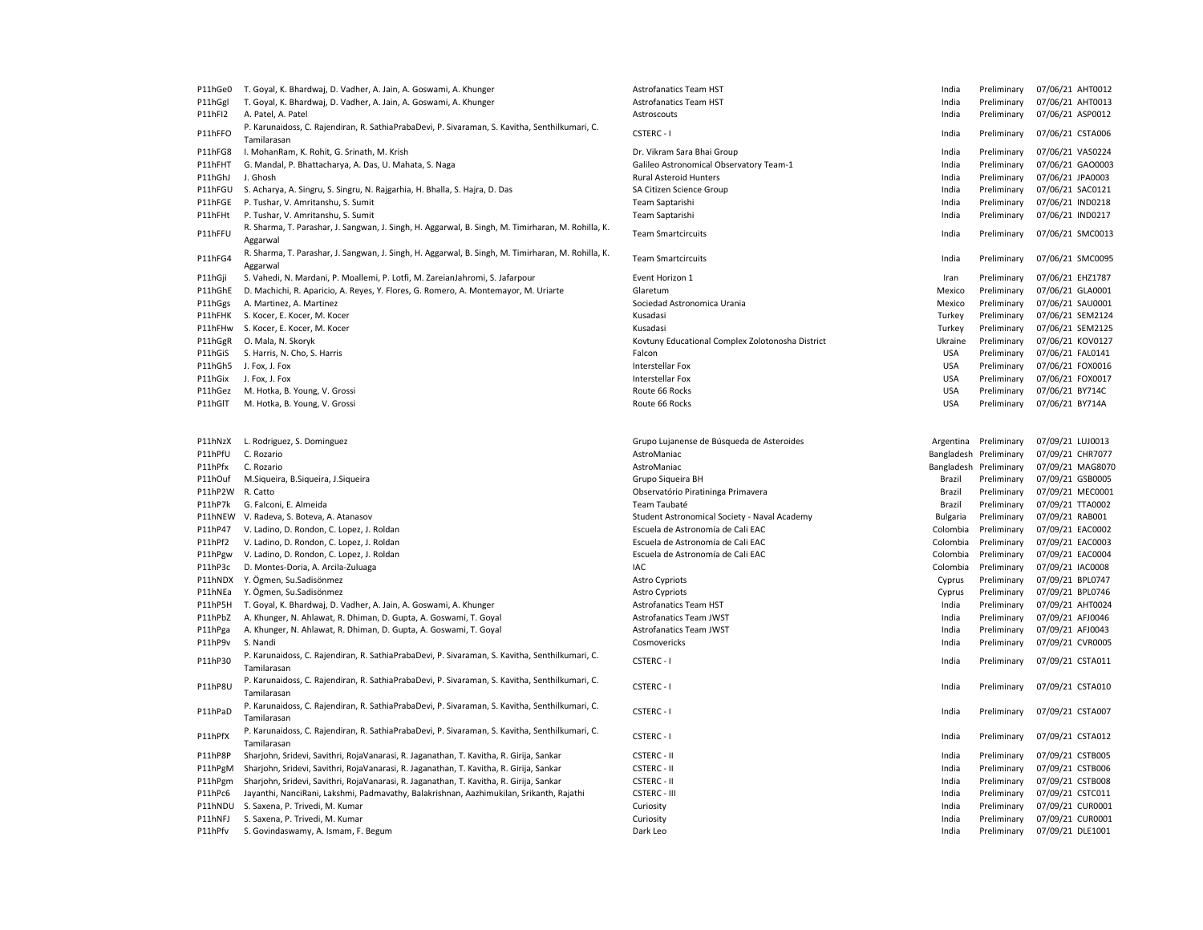| | | | | | | |
|---|---|---|---|---|---|---|
| P11hGe0 | T. Goyal, K. Bhardwaj, D. Vadher, A. Jain, A. Goswami, A. Khunger | Astrofanatics Team HST | India | Preliminary | 07/06/21 | AHT0012 |
| P11hGgl | T. Goyal, K. Bhardwaj, D. Vadher, A. Jain, A. Goswami, A. Khunger | Astrofanatics Team HST | India | Preliminary | 07/06/21 | AHT0013 |
| P11hFI2 | A. Patel, A. Patel | Astroscouts | India | Preliminary | 07/06/21 | ASP0012 |
| P11hFFO | P. Karunaidoss, C. Rajendiran, R. SathiaPrabaDevi, P. Sivaraman, S. Kavitha, Senthilkumari, C. Tamilarasan | CSTERC - I | India | Preliminary | 07/06/21 | CSTA006 |
| P11hFG8 | I. MohanRam, K. Rohit, G. Srinath, M. Krish | Dr. Vikram Sara Bhai Group | India | Preliminary | 07/06/21 | VAS0224 |
| P11hFHT | G. Mandal, P. Bhattacharya, A. Das, U. Mahata, S. Naga | Galileo Astronomical Observatory Team-1 | India | Preliminary | 07/06/21 | GAO0003 |
| P11hGhJ | J. Ghosh | Rural Asteroid Hunters | India | Preliminary | 07/06/21 | JPA0003 |
| P11hFGU | S. Acharya, A. Singru, S. Singru, N. Rajgarhia, H. Bhalla, S. Hajra, D. Das | SA Citizen Science Group | India | Preliminary | 07/06/21 | SAC0121 |
| P11hFGE | P. Tushar, V. Amritanshu, S. Sumit | Team Saptarishi | India | Preliminary | 07/06/21 | IND0218 |
| P11hFHt | P. Tushar, V. Amritanshu, S. Sumit | Team Saptarishi | India | Preliminary | 07/06/21 | IND0217 |
| P11hFFU | R. Sharma, T. Parashar, J. Sangwan, J. Singh, H. Aggarwal, B. Singh, M. Timirharan, M. Rohilla, K. Aggarwal | Team Smartcircuits | India | Preliminary | 07/06/21 | SMC0013 |
| P11hFG4 | R. Sharma, T. Parashar, J. Sangwan, J. Singh, H. Aggarwal, B. Singh, M. Timirharan, M. Rohilla, K. Aggarwal | Team Smartcircuits | India | Preliminary | 07/06/21 | SMC0095 |
| P11hGji | S. Vahedi, N. Mardani, P. Moallemi, P. Lotfi, M. ZareianJahromi, S. Jafarpour | Event Horizon 1 | Iran | Preliminary | 07/06/21 | EHZ1787 |
| P11hGhE | D. Machichi, R. Aparicio, A. Reyes, Y. Flores, G. Romero, A. Montemayor, M. Uriarte | Glaretum | Mexico | Preliminary | 07/06/21 | GLA0001 |
| P11hGgs | A. Martinez, A. Martinez | Sociedad Astronomica Urania | Mexico | Preliminary | 07/06/21 | SAU0001 |
| P11hFHK | S. Kocer, E. Kocer, M. Kocer | Kusadasi | Turkey | Preliminary | 07/06/21 | SEM2124 |
| P11hFHw | S. Kocer, E. Kocer, M. Kocer | Kusadasi | Turkey | Preliminary | 07/06/21 | SEM2125 |
| P11hGgR | O. Mala, N. Skoryk | Kovtuny Educational Complex Zolotonosha District | Ukraine | Preliminary | 07/06/21 | KOV0127 |
| P11hGiS | S. Harris, N. Cho, S. Harris | Falcon | USA | Preliminary | 07/06/21 | FAL0141 |
| P11hGh5 | J. Fox, J. Fox | Interstellar Fox | USA | Preliminary | 07/06/21 | FOX0016 |
| P11hGix | J. Fox, J. Fox | Interstellar Fox | USA | Preliminary | 07/06/21 | FOX0017 |
| P11hGez | M. Hotka, B. Young, V. Grossi | Route 66 Rocks | USA | Preliminary | 07/06/21 | BY714C |
| P11hGlT | M. Hotka, B. Young, V. Grossi | Route 66 Rocks | USA | Preliminary | 07/06/21 | BY714A |
| | | | | | | |
| P11hNzX | L. Rodriguez, S. Dominguez | Grupo Lujanense de Búsqueda de Asteroides | Argentina | Preliminary | 07/09/21 | LUJ0013 |
| P11hPfU | C. Rozario | AstroManiac | Bangladesh | Preliminary | 07/09/21 | CHR7077 |
| P11hPfx | C. Rozario | AstroManiac | Bangladesh | Preliminary | 07/09/21 | MAG8070 |
| P11hOuf | M.Siqueira, B.Siqueira, J.Siqueira | Grupo Siqueira BH | Brazil | Preliminary | 07/09/21 | GSB0005 |
| P11hP2W | R. Catto | Observatório Piratininga Primavera | Brazil | Preliminary | 07/09/21 | MEC0001 |
| P11hP7k | G. Falconi, E. Almeida | Team Taubaté | Brazil | Preliminary | 07/09/21 | TTA0002 |
| P11hNEW | V. Radeva, S. Boteva, A. Atanasov | Student Astronomical Society - Naval Academy | Bulgaria | Preliminary | 07/09/21 | RAB001 |
| P11hP47 | V. Ladino, D. Rondon, C. Lopez, J. Roldan | Escuela de Astronomía de Cali EAC | Colombia | Preliminary | 07/09/21 | EAC0002 |
| P11hPf2 | V. Ladino, D. Rondon, C. Lopez, J. Roldan | Escuela de Astronomía de Cali EAC | Colombia | Preliminary | 07/09/21 | EAC0003 |
| P11hPgw | V. Ladino, D. Rondon, C. Lopez, J. Roldan | Escuela de Astronomía de Cali EAC | Colombia | Preliminary | 07/09/21 | EAC0004 |
| P11hP3c | D. Montes-Doria, A. Arcila-Zuluaga | IAC | Colombia | Preliminary | 07/09/21 | IAC0008 |
| P11hNDX | Y. Ögmen, Su.Sadisönmez | Astro Cypriots | Cyprus | Preliminary | 07/09/21 | BPL0747 |
| P11hNEa | Y. Ögmen, Su.Sadisönmez | Astro Cypriots | Cyprus | Preliminary | 07/09/21 | BPL0746 |
| P11hP5H | T. Goyal, K. Bhardwaj, D. Vadher, A. Jain, A. Goswami, A. Khunger | Astrofanatics Team HST | India | Preliminary | 07/09/21 | AHT0024 |
| P11hPbZ | A. Khunger, N. Ahlawat, R. Dhiman, D. Gupta, A. Goswami, T. Goyal | Astrofanatics Team JWST | India | Preliminary | 07/09/21 | AFJ0046 |
| P11hPga | A. Khunger, N. Ahlawat, R. Dhiman, D. Gupta, A. Goswami, T. Goyal | Astrofanatics Team JWST | India | Preliminary | 07/09/21 | AFJ0043 |
| P11hP9v | S. Nandi | Cosmovericks | India | Preliminary | 07/09/21 | CVR0005 |
| P11hP30 | P. Karunaidoss, C. Rajendiran, R. SathiaPrabaDevi, P. Sivaraman, S. Kavitha, Senthilkumari, C. Tamilarasan | CSTERC - I | India | Preliminary | 07/09/21 | CSTA011 |
| P11hP8U | P. Karunaidoss, C. Rajendiran, R. SathiaPrabaDevi, P. Sivaraman, S. Kavitha, Senthilkumari, C. Tamilarasan | CSTERC - I | India | Preliminary | 07/09/21 | CSTA010 |
| P11hPaD | P. Karunaidoss, C. Rajendiran, R. SathiaPrabaDevi, P. Sivaraman, S. Kavitha, Senthilkumari, C. Tamilarasan | CSTERC - I | India | Preliminary | 07/09/21 | CSTA007 |
| P11hPfX | P. Karunaidoss, C. Rajendiran, R. SathiaPrabaDevi, P. Sivaraman, S. Kavitha, Senthilkumari, C. Tamilarasan | CSTERC - I | India | Preliminary | 07/09/21 | CSTA012 |
| P11hP8P | Sharjohn, Sridevi, Savithri, RojaVanarasi, R. Jaganathan, T. Kavitha, R. Girija, Sankar | CSTERC - II | India | Preliminary | 07/09/21 | CSTB005 |
| P11hPgM | Sharjohn, Sridevi, Savithri, RojaVanarasi, R. Jaganathan, T. Kavitha, R. Girija, Sankar | CSTERC - II | India | Preliminary | 07/09/21 | CSTB006 |
| P11hPgm | Sharjohn, Sridevi, Savithri, RojaVanarasi, R. Jaganathan, T. Kavitha, R. Girija, Sankar | CSTERC - II | India | Preliminary | 07/09/21 | CSTB008 |
| P11hPc6 | Jayanthi, NanciRani, Lakshmi, Padmavathy, Balakrishnan, Aazhimukilan, Srikanth, Rajathi | CSTERC - III | India | Preliminary | 07/09/21 | CSTC011 |
| P11hNDU | S. Saxena, P. Trivedi, M. Kumar | Curiosity | India | Preliminary | 07/09/21 | CUR0001 |
| P11hNFJ | S. Saxena, P. Trivedi, M. Kumar | Curiosity | India | Preliminary | 07/09/21 | CUR0001 |
| P11hPfv | S. Govindaswamy, A. Ismam, F. Begum | Dark Leo | India | Preliminary | 07/09/21 | DLE1001 |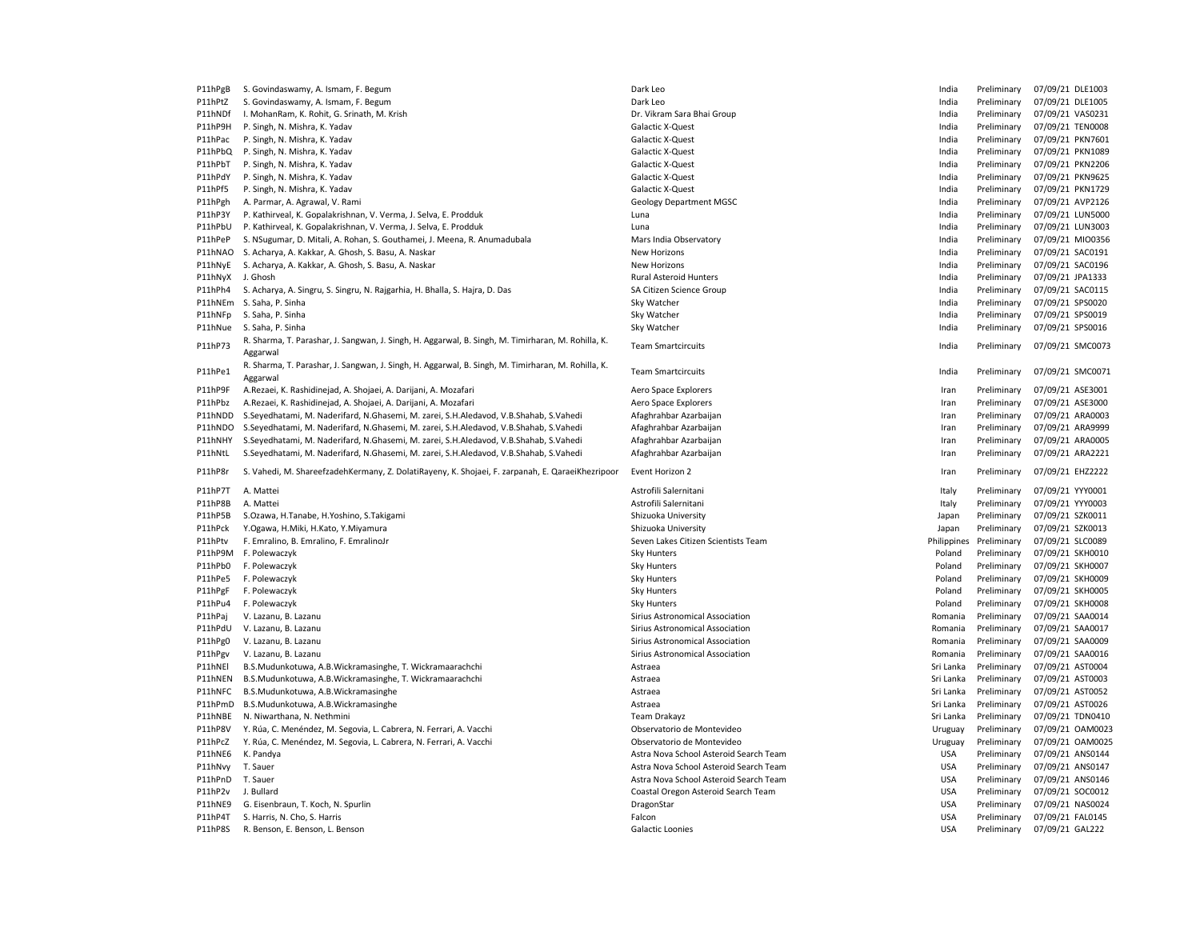| | | | | | | |
|---|---|---|---|---|---|---|
| P11hPgB | S. Govindaswamy, A. Ismam, F. Begum | Dark Leo | India | Preliminary | 07/09/21 | DLE1003 |
| P11hPtZ | S. Govindaswamy, A. Ismam, F. Begum | Dark Leo | India | Preliminary | 07/09/21 | DLE1005 |
| P11hNDf | I. MohanRam, K. Rohit, G. Srinath, M. Krish | Dr. Vikram Sara Bhai Group | India | Preliminary | 07/09/21 | VAS0231 |
| P11hP9H | P. Singh, N. Mishra, K. Yadav | Galactic X-Quest | India | Preliminary | 07/09/21 | TEN0008 |
| P11hPac | P. Singh, N. Mishra, K. Yadav | Galactic X-Quest | India | Preliminary | 07/09/21 | PKN7601 |
| P11hPbQ | P. Singh, N. Mishra, K. Yadav | Galactic X-Quest | India | Preliminary | 07/09/21 | PKN1089 |
| P11hPbT | P. Singh, N. Mishra, K. Yadav | Galactic X-Quest | India | Preliminary | 07/09/21 | PKN2206 |
| P11hPdY | P. Singh, N. Mishra, K. Yadav | Galactic X-Quest | India | Preliminary | 07/09/21 | PKN9625 |
| P11hPf5 | P. Singh, N. Mishra, K. Yadav | Galactic X-Quest | India | Preliminary | 07/09/21 | PKN1729 |
| P11hPgh | A. Parmar, A. Agrawal, V. Rami | Geology Department MGSC | India | Preliminary | 07/09/21 | AVP2126 |
| P11hP3Y | P. Kathirveal, K. Gopalakrishnan, V. Verma, J. Selva, E. Prodduk | Luna | India | Preliminary | 07/09/21 | LUN5000 |
| P11hPbU | P. Kathirveal, K. Gopalakrishnan, V. Verma, J. Selva, E. Prodduk | Luna | India | Preliminary | 07/09/21 | LUN3003 |
| P11hPeP | S. NSugumar, D. Mitali, A. Rohan, S. Gouthamei, J. Meena, R. Anumadubala | Mars India Observatory | India | Preliminary | 07/09/21 | MIO0356 |
| P11hNAO | S. Acharya, A. Kakkar, A. Ghosh, S. Basu, A. Naskar | New Horizons | India | Preliminary | 07/09/21 | SAC0191 |
| P11hNyE | S. Acharya, A. Kakkar, A. Ghosh, S. Basu, A. Naskar | New Horizons | India | Preliminary | 07/09/21 | SAC0196 |
| P11hNyX | J. Ghosh | Rural Asteroid Hunters | India | Preliminary | 07/09/21 | JPA1333 |
| P11hPh4 | S. Acharya, A. Singru, S. Singru, N. Rajgarhia, H. Bhalla, S. Hajra, D. Das | SA Citizen Science Group | India | Preliminary | 07/09/21 | SAC0115 |
| P11hNEm | S. Saha, P. Sinha | Sky Watcher | India | Preliminary | 07/09/21 | SPS0020 |
| P11hNFp | S. Saha, P. Sinha | Sky Watcher | India | Preliminary | 07/09/21 | SPS0019 |
| P11hNue | S. Saha, P. Sinha | Sky Watcher | India | Preliminary | 07/09/21 | SPS0016 |
| P11hP73 | R. Sharma, T. Parashar, J. Sangwan, J. Singh, H. Aggarwal, B. Singh, M. Timirharan, M. Rohilla, K. Aggarwal | Team Smartcircuits | India | Preliminary | 07/09/21 | SMC0073 |
| P11hPe1 | R. Sharma, T. Parashar, J. Sangwan, J. Singh, H. Aggarwal, B. Singh, M. Timirharan, M. Rohilla, K. Aggarwal | Team Smartcircuits | India | Preliminary | 07/09/21 | SMC0071 |
| P11hP9F | A.Rezaei, K. Rashidinejad, A. Shojaei, A. Darijani, A. Mozafari | Aero Space Explorers | Iran | Preliminary | 07/09/21 | ASE3001 |
| P11hPbz | A.Rezaei, K. Rashidinejad, A. Shojaei, A. Darijani, A. Mozafari | Aero Space Explorers | Iran | Preliminary | 07/09/21 | ASE3000 |
| P11hNDD | S.Seyedhatami, M. Naderifard, N.Ghasemi, M. zarei, S.H.Aledavod, V.B.Shahab, S.Vahedi | Afaghrahbar Azarbaijan | Iran | Preliminary | 07/09/21 | ARA0003 |
| P11hNDO | S.Seyedhatami, M. Naderifard, N.Ghasemi, M. zarei, S.H.Aledavod, V.B.Shahab, S.Vahedi | Afaghrahbar Azarbaijan | Iran | Preliminary | 07/09/21 | ARA9999 |
| P11hNHY | S.Seyedhatami, M. Naderifard, N.Ghasemi, M. zarei, S.H.Aledavod, V.B.Shahab, S.Vahedi | Afaghrahbar Azarbaijan | Iran | Preliminary | 07/09/21 | ARA0005 |
| P11hNtL | S.Seyedhatami, M. Naderifard, N.Ghasemi, M. zarei, S.H.Aledavod, V.B.Shahab, S.Vahedi | Afaghrahbar Azarbaijan | Iran | Preliminary | 07/09/21 | ARA2221 |
| P11hP8r | S. Vahedi, M. ShareefzadehKermany, Z. DolatiRayeny, K. Shojaei, F. zarpanah, E. QaraeiKhezripoor | Event Horizon 2 | Iran | Preliminary | 07/09/21 | EHZ2222 |
| P11hP7T | A. Mattei | Astrofili Salernitani | Italy | Preliminary | 07/09/21 | YYY0001 |
| P11hP8B | A. Mattei | Astrofili Salernitani | Italy | Preliminary | 07/09/21 | YYY0003 |
| P11hP5B | S.Ozawa, H.Tanabe, H.Yoshino, S.Takigami | Shizuoka University | Japan | Preliminary | 07/09/21 | SZK0011 |
| P11hPck | Y.Ogawa, H.Miki, H.Kato, Y.Miyamura | Shizuoka University | Japan | Preliminary | 07/09/21 | SZK0013 |
| P11hPtv | F. Emralino, B. Emralino, F. EmralinoJr | Seven Lakes Citizen Scientists Team | Philippines | Preliminary | 07/09/21 | SLC0089 |
| P11hP9M | F. Polewaczyk | Sky Hunters | Poland | Preliminary | 07/09/21 | SKH0010 |
| P11hPb0 | F. Polewaczyk | Sky Hunters | Poland | Preliminary | 07/09/21 | SKH0007 |
| P11hPe5 | F. Polewaczyk | Sky Hunters | Poland | Preliminary | 07/09/21 | SKH0009 |
| P11hPgF | F. Polewaczyk | Sky Hunters | Poland | Preliminary | 07/09/21 | SKH0005 |
| P11hPu4 | F. Polewaczyk | Sky Hunters | Poland | Preliminary | 07/09/21 | SKH0008 |
| P11hPaj | V. Lazanu, B. Lazanu | Sirius Astronomical Association | Romania | Preliminary | 07/09/21 | SAA0014 |
| P11hPdU | V. Lazanu, B. Lazanu | Sirius Astronomical Association | Romania | Preliminary | 07/09/21 | SAA0017 |
| P11hPg0 | V. Lazanu, B. Lazanu | Sirius Astronomical Association | Romania | Preliminary | 07/09/21 | SAA0009 |
| P11hPgv | V. Lazanu, B. Lazanu | Sirius Astronomical Association | Romania | Preliminary | 07/09/21 | SAA0016 |
| P11hNEl | B.S.Mudunkotuwa, A.B.Wickramasinghe, T. Wickramaarachchi | Astraea | Sri Lanka | Preliminary | 07/09/21 | AST0004 |
| P11hNEN | B.S.Mudunkotuwa, A.B.Wickramasinghe, T. Wickramaarachchi | Astraea | Sri Lanka | Preliminary | 07/09/21 | AST0003 |
| P11hNFC | B.S.Mudunkotuwa, A.B.Wickramasinghe | Astraea | Sri Lanka | Preliminary | 07/09/21 | AST0052 |
| P11hPmD | B.S.Mudunkotuwa, A.B.Wickramasinghe | Astraea | Sri Lanka | Preliminary | 07/09/21 | AST0026 |
| P11hNBE | N. Niwarthana, N. Nethmini | Team Drakayz | Sri Lanka | Preliminary | 07/09/21 | TDN0410 |
| P11hP8V | Y. Rúa, C. Menéndez, M. Segovia, L. Cabrera, N. Ferrari, A. Vacchi | Observatorio de Montevideo | Uruguay | Preliminary | 07/09/21 | OAM0023 |
| P11hPcZ | Y. Rúa, C. Menéndez, M. Segovia, L. Cabrera, N. Ferrari, A. Vacchi | Observatorio de Montevideo | Uruguay | Preliminary | 07/09/21 | OAM0025 |
| P11hNE6 | K. Pandya | Astra Nova School Asteroid Search Team | USA | Preliminary | 07/09/21 | ANS0144 |
| P11hNvy | T. Sauer | Astra Nova School Asteroid Search Team | USA | Preliminary | 07/09/21 | ANS0147 |
| P11hPnD | T. Sauer | Astra Nova School Asteroid Search Team | USA | Preliminary | 07/09/21 | ANS0146 |
| P11hP2v | J. Bullard | Coastal Oregon Asteroid Search Team | USA | Preliminary | 07/09/21 | SOC0012 |
| P11hNE9 | G. Eisenbraun, T. Koch, N. Spurlin | DragonStar | USA | Preliminary | 07/09/21 | NAS0024 |
| P11hP4T | S. Harris, N. Cho, S. Harris | Falcon | USA | Preliminary | 07/09/21 | FAL0145 |
| P11hP8S | R. Benson, E. Benson, L. Benson | Galactic Loonies | USA | Preliminary | 07/09/21 | GAL222 |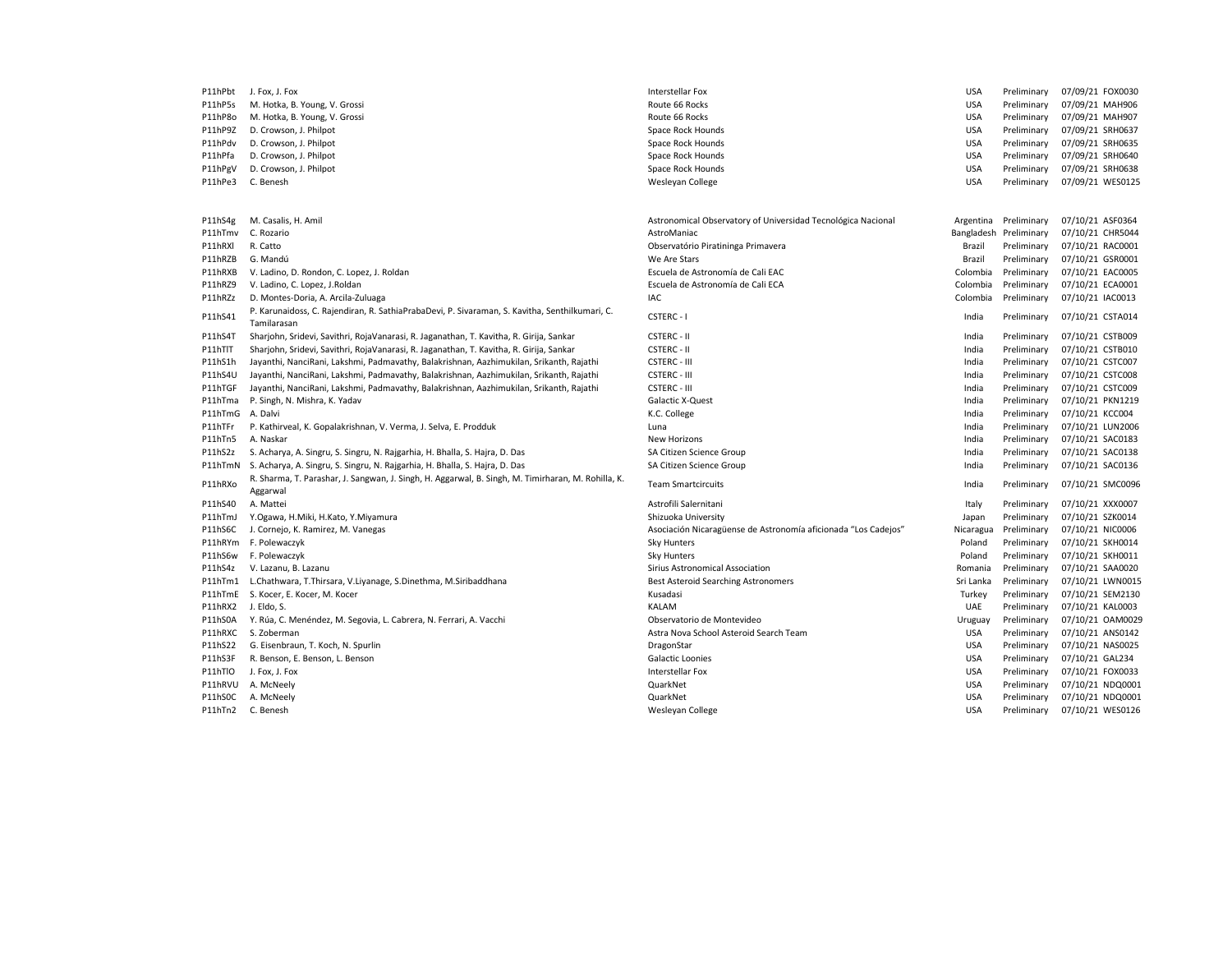| | | | | | | |
|---|---|---|---|---|---|---|
| P11hPbt | J. Fox, J. Fox | Interstellar Fox | USA | Preliminary | 07/09/21 | FOX0030 |
| P11hP5s | M. Hotka, B. Young, V. Grossi | Route 66 Rocks | USA | Preliminary | 07/09/21 | MAH906 |
| P11hP8o | M. Hotka, B. Young, V. Grossi | Route 66 Rocks | USA | Preliminary | 07/09/21 | MAH907 |
| P11hP9Z | D. Crowson, J. Philpot | Space Rock Hounds | USA | Preliminary | 07/09/21 | SRH0637 |
| P11hPdv | D. Crowson, J. Philpot | Space Rock Hounds | USA | Preliminary | 07/09/21 | SRH0635 |
| P11hPfa | D. Crowson, J. Philpot | Space Rock Hounds | USA | Preliminary | 07/09/21 | SRH0640 |
| P11hPgV | D. Crowson, J. Philpot | Space Rock Hounds | USA | Preliminary | 07/09/21 | SRH0638 |
| P11hPe3 | C. Benesh | Wesleyan College | USA | Preliminary | 07/09/21 | WES0125 |

| | | | | | | |
|---|---|---|---|---|---|---|
| P11hS4g | M. Casalis, H. Amil | Astronomical Observatory of Universidad Tecnológica Nacional | Argentina | Preliminary | 07/10/21 | ASF0364 |
| P11hTmv | C. Rozario | AstroManiac | Bangladesh | Preliminary | 07/10/21 | CHR5044 |
| P11hRXl | R. Catto | Observatório Piratininga Primavera | Brazil | Preliminary | 07/10/21 | RAC0001 |
| P11hRZB | G. Mandú | We Are Stars | Brazil | Preliminary | 07/10/21 | GSR0001 |
| P11hRXB | V. Ladino, D. Rondon, C. Lopez, J. Roldan | Escuela de Astronomía de Cali EAC | Colombia | Preliminary | 07/10/21 | EAC0005 |
| P11hRZ9 | V. Ladino, C. Lopez, J.Roldan | Escuela de Astronomía de Cali ECA | Colombia | Preliminary | 07/10/21 | ECA0001 |
| P11hRZz | D. Montes-Doria, A. Arcila-Zuluaga | IAC | Colombia | Preliminary | 07/10/21 | IAC0013 |
| P11hS41 | P. Karunaidoss, C. Rajendiran, R. SathiaPrabaDevi, P. Sivaraman, S. Kavitha, Senthilkumari, C. Tamilarasan | CSTERC - I | India | Preliminary | 07/10/21 | CSTA014 |
| P11hS4T | Sharjohn, Sridevi, Savithri, RojaVanarasi, R. Jaganathan, T. Kavitha, R. Girija, Sankar | CSTERC - II | India | Preliminary | 07/10/21 | CSTB009 |
| P11hTlT | Sharjohn, Sridevi, Savithri, RojaVanarasi, R. Jaganathan, T. Kavitha, R. Girija, Sankar | CSTERC - II | India | Preliminary | 07/10/21 | CSTB010 |
| P11hS1h | Jayanthi, NanciRani, Lakshmi, Padmavathy, Balakrishnan, Aazhimukilan, Srikanth, Rajathi | CSTERC - III | India | Preliminary | 07/10/21 | CSTC007 |
| P11hS4U | Jayanthi, NanciRani, Lakshmi, Padmavathy, Balakrishnan, Aazhimukilan, Srikanth, Rajathi | CSTERC - III | India | Preliminary | 07/10/21 | CSTC008 |
| P11hTGF | Jayanthi, NanciRani, Lakshmi, Padmavathy, Balakrishnan, Aazhimukilan, Srikanth, Rajathi | CSTERC - III | India | Preliminary | 07/10/21 | CSTC009 |
| P11hTma | P. Singh, N. Mishra, K. Yadav | Galactic X-Quest | India | Preliminary | 07/10/21 | PKN1219 |
| P11hTmG | A. Dalvi | K.C. College | India | Preliminary | 07/10/21 | KCC004 |
| P11hTFr | P. Kathirveal, K. Gopalakrishnan, V. Verma, J. Selva, E. Prodduk | Luna | India | Preliminary | 07/10/21 | LUN2006 |
| P11hTn5 | A. Naskar | New Horizons | India | Preliminary | 07/10/21 | SAC0183 |
| P11hS2z | S. Acharya, A. Singru, S. Singru, N. Rajgarhia, H. Bhalla, S. Hajra, D. Das | SA Citizen Science Group | India | Preliminary | 07/10/21 | SAC0138 |
| P11hTmN | S. Acharya, A. Singru, S. Singru, N. Rajgarhia, H. Bhalla, S. Hajra, D. Das | SA Citizen Science Group | India | Preliminary | 07/10/21 | SAC0136 |
| P11hRXo | R. Sharma, T. Parashar, J. Sangwan, J. Singh, H. Aggarwal, B. Singh, M. Timirharan, M. Rohilla, K. Aggarwal | Team Smartcircuits | India | Preliminary | 07/10/21 | SMC0096 |
| P11hS40 | A. Mattei | Astrofili Salernitani | Italy | Preliminary | 07/10/21 | XXX0007 |
| P11hTmJ | Y.Ogawa, H.Miki, H.Kato, Y.Miyamura | Shizuoka University | Japan | Preliminary | 07/10/21 | SZK0014 |
| P11hS6C | J. Cornejo, K. Ramirez, M. Vanegas | Asociación Nicaragüense de Astronomía aficionada "Los Cadejos" | Nicaragua | Preliminary | 07/10/21 | NIC0006 |
| P11hRYm | F. Polewaczyk | Sky Hunters | Poland | Preliminary | 07/10/21 | SKH0014 |
| P11hS6w | F. Polewaczyk | Sky Hunters | Poland | Preliminary | 07/10/21 | SKH0011 |
| P11hS4z | V. Lazanu, B. Lazanu | Sirius Astronomical Association | Romania | Preliminary | 07/10/21 | SAA0020 |
| P11hTm1 | L.Chathwara, T.Thirsara, V.Liyanage, S.Dinethma, M.Siribaddhana | Best Asteroid Searching Astronomers | Sri Lanka | Preliminary | 07/10/21 | LWN0015 |
| P11hTmE | S. Kocer, E. Kocer, M. Kocer | Kusadasi | Turkey | Preliminary | 07/10/21 | SEM2130 |
| P11hRX2 | J. Eldo, S. | KALAM | UAE | Preliminary | 07/10/21 | KAL0003 |
| P11hS0A | Y. Rúa, C. Menéndez, M. Segovia, L. Cabrera, N. Ferrari, A. Vacchi | Observatorio de Montevideo | Uruguay | Preliminary | 07/10/21 | OAM0029 |
| P11hRXC | S. Zoberman | Astra Nova School Asteroid Search Team | USA | Preliminary | 07/10/21 | ANS0142 |
| P11hS22 | G. Eisenbraun, T. Koch, N. Spurlin | DragonStar | USA | Preliminary | 07/10/21 | NAS0025 |
| P11hS3F | R. Benson, E. Benson, L. Benson | Galactic Loonies | USA | Preliminary | 07/10/21 | GAL234 |
| P11hTlO | J. Fox, J. Fox | Interstellar Fox | USA | Preliminary | 07/10/21 | FOX0033 |
| P11hRVU | A. McNeely | QuarkNet | USA | Preliminary | 07/10/21 | NDQ0001 |
| P11hS0C | A. McNeely | QuarkNet | USA | Preliminary | 07/10/21 | NDQ0001 |
| P11hTn2 | C. Benesh | Wesleyan College | USA | Preliminary | 07/10/21 | WES0126 |